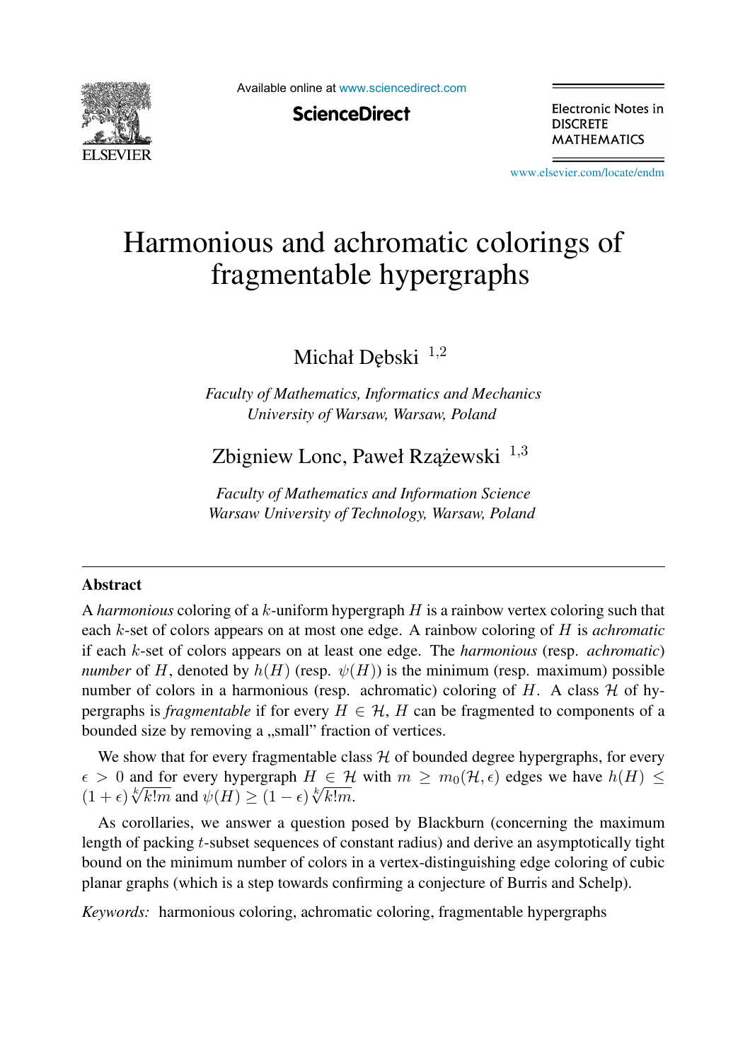# Harmonious and achromatic colorings of fragmentable hypergraphs

Michał Dębski [1,2]

*Faculty of Mathematics, Informatics and Mechanics*
*University of Warsaw, Warsaw, Poland*

Zbigniew Lonc, Paweł Rzążewski [1,3]

*Faculty of Mathematics and Information Science*
*Warsaw University of Technology, Warsaw, Poland*

---

## Abstract

A *harmonious* coloring of a $k$-uniform hypergraph $H$ is a rainbow vertex coloring such that each $k$-set of colors appears on at most one edge. A rainbow coloring of $H$ is *achromatic* if each $k$-set of colors appears on at least one edge. The *harmonious* (resp. *achromatic*) *number* of $H$, denoted by $h(H)$ (resp. $\psi(H)$) is the minimum (resp. maximum) possible number of colors in a harmonious (resp. achromatic) coloring of $H$. A class $\mathcal{H}$ of hypergraphs is *fragmentable* if for every $H \in \mathcal{H}$, $H$ can be fragmented to components of a bounded size by removing a „small" fraction of vertices.

We show that for every fragmentable class $\mathcal{H}$ of bounded degree hypergraphs, for every $\epsilon > 0$ and for every hypergraph $H \in \mathcal{H}$ with $m \geq m_0(\mathcal{H}, \epsilon)$ edges we have $h(H) \leq (1+\epsilon)\sqrt[k]{k!m}$ and $\psi(H) \geq (1-\epsilon)\sqrt[k]{k!m}$.

As corollaries, we answer a question posed by Blackburn (concerning the maximum length of packing $t$-subset sequences of constant radius) and derive an asymptotically tight bound on the minimum number of colors in a vertex-distinguishing edge coloring of cubic planar graphs (which is a step towards confirming a conjecture of Burris and Schelp).

*Keywords:* harmonious coloring, achromatic coloring, fragmentable hypergraphs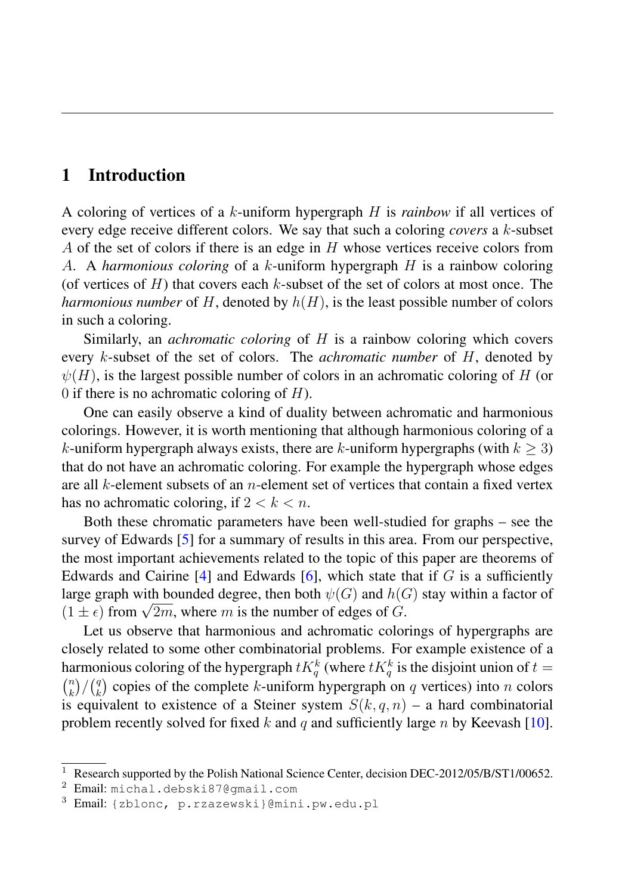## 1 Introduction

A coloring of vertices of a $k$-uniform hypergraph $H$ is *rainbow* if all vertices of every edge receive different colors. We say that such a coloring *covers* a $k$-subset $A$ of the set of colors if there is an edge in $H$ whose vertices receive colors from $A$. A *harmonious coloring* of a $k$-uniform hypergraph $H$ is a rainbow coloring (of vertices of $H$) that covers each $k$-subset of the set of colors at most once. The *harmonious number* of $H$, denoted by $h(H)$, is the least possible number of colors in such a coloring.

Similarly, an *achromatic coloring* of $H$ is a rainbow coloring which covers every $k$-subset of the set of colors. The *achromatic number* of $H$, denoted by $\psi(H)$, is the largest possible number of colors in an achromatic coloring of $H$ (or $0$ if there is no achromatic coloring of $H$).

One can easily observe a kind of duality between achromatic and harmonious colorings. However, it is worth mentioning that although harmonious coloring of a $k$-uniform hypergraph always exists, there are $k$-uniform hypergraphs (with $k \geq 3$) that do not have an achromatic coloring. For example the hypergraph whose edges are all $k$-element subsets of an $n$-element set of vertices that contain a fixed vertex has no achromatic coloring, if $2 < k < n$.

Both these chromatic parameters have been well-studied for graphs – see the survey of Edwards [5] for a summary of results in this area. From our perspective, the most important achievements related to the topic of this paper are theorems of Edwards and Cairine [4] and Edwards [6], which state that if $G$ is a sufficiently large graph with bounded degree, then both $\psi(G)$ and $h(G)$ stay within a factor of $(1 \pm \epsilon)$ from $\sqrt{2m}$, where $m$ is the number of edges of $G$.

Let us observe that harmonious and achromatic colorings of hypergraphs are closely related to some other combinatorial problems. For example existence of a harmonious coloring of the hypergraph $tK_q^k$ (where $tK_q^k$ is the disjoint union of $t = \binom{n}{k}/\binom{q}{k}$ copies of the complete $k$-uniform hypergraph on $q$ vertices) into $n$ colors is equivalent to existence of a Steiner system $S(k, q, n)$ – a hard combinatorial problem recently solved for fixed $k$ and $q$ and sufficiently large $n$ by Keevash [10].

[1] Research supported by the Polish National Science Center, decision DEC-2012/05/B/ST1/00652.

[2] Email: michal.debski87@gmail.com

[3] Email: {zblonc, p.rzazewski}@mini.pw.edu.pl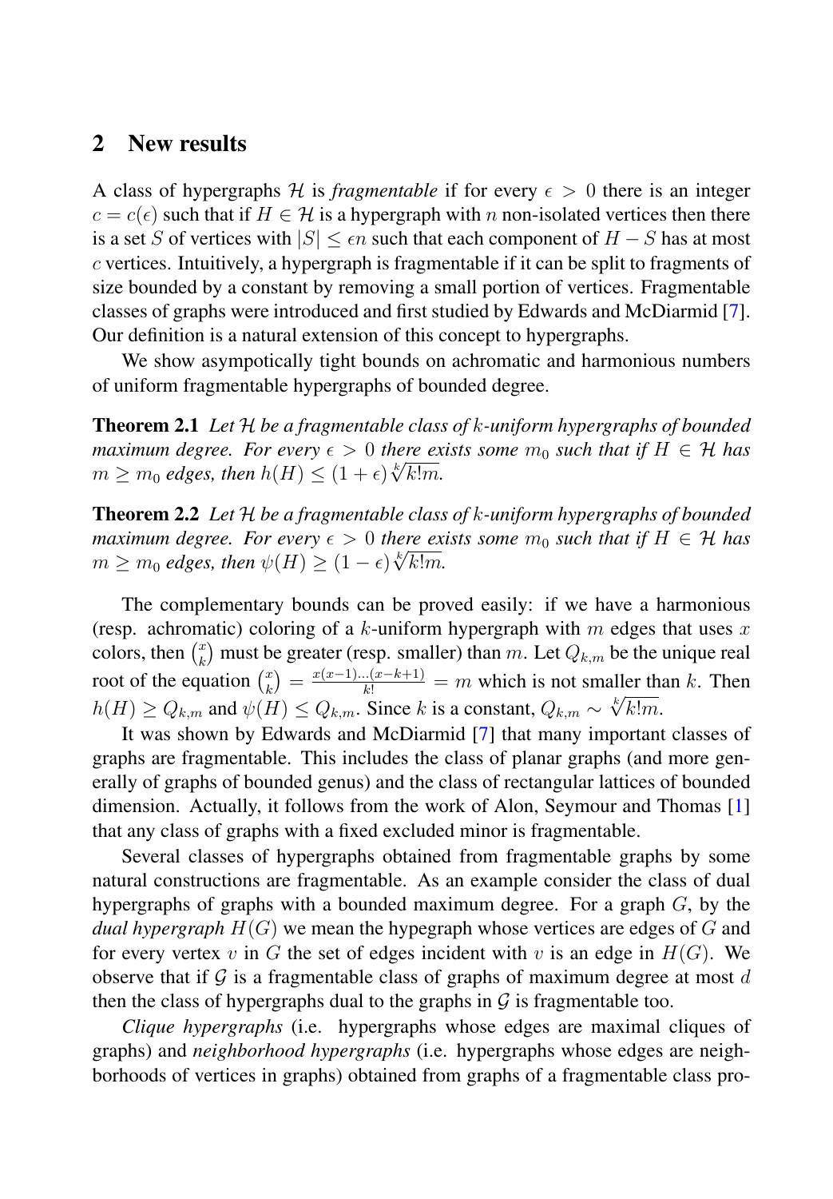## 2 New results

A class of hypergraphs $\mathcal{H}$ is *fragmentable* if for every $\epsilon > 0$ there is an integer $c = c(\epsilon)$ such that if $H \in \mathcal{H}$ is a hypergraph with $n$ non-isolated vertices then there is a set $S$ of vertices with $|S| \leq \epsilon n$ such that each component of $H - S$ has at most $c$ vertices. Intuitively, a hypergraph is fragmentable if it can be split to fragments of size bounded by a constant by removing a small portion of vertices. Fragmentable classes of graphs were introduced and first studied by Edwards and McDiarmid [7]. Our definition is a natural extension of this concept to hypergraphs.

We show asympotically tight bounds on achromatic and harmonious numbers of uniform fragmentable hypergraphs of bounded degree.

**Theorem 2.1** *Let $\mathcal{H}$ be a fragmentable class of $k$-uniform hypergraphs of bounded maximum degree. For every $\epsilon > 0$ there exists some $m_0$ such that if $H \in \mathcal{H}$ has $m \geq m_0$ edges, then $h(H) \leq (1 + \epsilon)\sqrt[k]{k!m}$.*

**Theorem 2.2** *Let $\mathcal{H}$ be a fragmentable class of $k$-uniform hypergraphs of bounded maximum degree. For every $\epsilon > 0$ there exists some $m_0$ such that if $H \in \mathcal{H}$ has $m \geq m_0$ edges, then $\psi(H) \geq (1 - \epsilon)\sqrt[k]{k!m}$.*

The complementary bounds can be proved easily: if we have a harmonious (resp. achromatic) coloring of a $k$-uniform hypergraph with $m$ edges that uses $x$ colors, then $\binom{x}{k}$ must be greater (resp. smaller) than $m$. Let $Q_{k,m}$ be the unique real root of the equation $\binom{x}{k} = \frac{x(x-1)\dots(x-k+1)}{k!} = m$ which is not smaller than $k$. Then $h(H) \geq Q_{k,m}$ and $\psi(H) \leq Q_{k,m}$. Since $k$ is a constant, $Q_{k,m} \sim \sqrt[k]{k!m}$.

It was shown by Edwards and McDiarmid [7] that many important classes of graphs are fragmentable. This includes the class of planar graphs (and more generally of graphs of bounded genus) and the class of rectangular lattices of bounded dimension. Actually, it follows from the work of Alon, Seymour and Thomas [1] that any class of graphs with a fixed excluded minor is fragmentable.

Several classes of hypergraphs obtained from fragmentable graphs by some natural constructions are fragmentable. As an example consider the class of dual hypergraphs of graphs with a bounded maximum degree. For a graph $G$, by the *dual hypergraph* $H(G)$ we mean the hypegraph whose vertices are edges of $G$ and for every vertex $v$ in $G$ the set of edges incident with $v$ is an edge in $H(G)$. We observe that if $\mathcal{G}$ is a fragmentable class of graphs of maximum degree at most $d$ then the class of hypergraphs dual to the graphs in $\mathcal{G}$ is fragmentable too.

*Clique hypergraphs* (i.e. hypergraphs whose edges are maximal cliques of graphs) and *neighborhood hypergraphs* (i.e. hypergraphs whose edges are neighborhoods of vertices in graphs) obtained from graphs of a fragmentable class pro-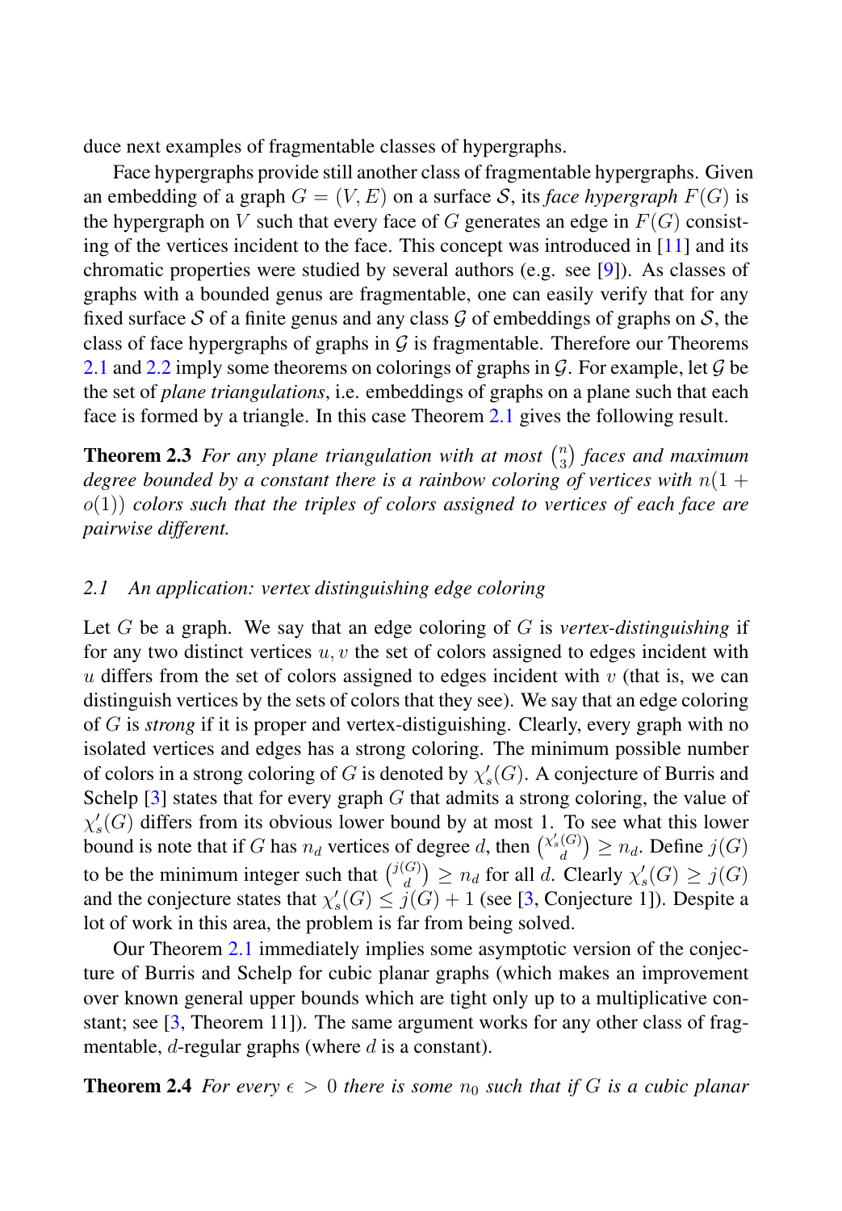duce next examples of fragmentable classes of hypergraphs.

Face hypergraphs provide still another class of fragmentable hypergraphs. Given an embedding of a graph $G = (V, E)$ on a surface $\mathcal{S}$, its *face hypergraph* $F(G)$ is the hypergraph on $V$ such that every face of $G$ generates an edge in $F(G)$ consisting of the vertices incident to the face. This concept was introduced in [11] and its chromatic properties were studied by several authors (e.g. see [9]). As classes of graphs with a bounded genus are fragmentable, one can easily verify that for any fixed surface $\mathcal{S}$ of a finite genus and any class $\mathcal{G}$ of embeddings of graphs on $\mathcal{S}$, the class of face hypergraphs of graphs in $\mathcal{G}$ is fragmentable. Therefore our Theorems 2.1 and 2.2 imply some theorems on colorings of graphs in $\mathcal{G}$. For example, let $\mathcal{G}$ be the set of *plane triangulations*, i.e. embeddings of graphs on a plane such that each face is formed by a triangle. In this case Theorem 2.1 gives the following result.

**Theorem 2.3** *For any plane triangulation with at most $\binom{n}{3}$ faces and maximum degree bounded by a constant there is a rainbow coloring of vertices with $n(1 + o(1))$ colors such that the triples of colors assigned to vertices of each face are pairwise different.*

### 2.1 An application: vertex distinguishing edge coloring

Let $G$ be a graph. We say that an edge coloring of $G$ is *vertex-distinguishing* if for any two distinct vertices $u, v$ the set of colors assigned to edges incident with $u$ differs from the set of colors assigned to edges incident with $v$ (that is, we can distinguish vertices by the sets of colors that they see). We say that an edge coloring of $G$ is *strong* if it is proper and vertex-distiguishing. Clearly, every graph with no isolated vertices and edges has a strong coloring. The minimum possible number of colors in a strong coloring of $G$ is denoted by $\chi'_s(G)$. A conjecture of Burris and Schelp [3] states that for every graph $G$ that admits a strong coloring, the value of $\chi'_s(G)$ differs from its obvious lower bound by at most 1. To see what this lower bound is note that if $G$ has $n_d$ vertices of degree $d$, then $\binom{\chi'_s(G)}{d} \geq n_d$. Define $j(G)$ to be the minimum integer such that $\binom{j(G)}{d} \geq n_d$ for all $d$. Clearly $\chi'_s(G) \geq j(G)$ and the conjecture states that $\chi'_s(G) \leq j(G) + 1$ (see [3, Conjecture 1]). Despite a lot of work in this area, the problem is far from being solved.

Our Theorem 2.1 immediately implies some asymptotic version of the conjecture of Burris and Schelp for cubic planar graphs (which makes an improvement over known general upper bounds which are tight only up to a multiplicative constant; see [3, Theorem 11]). The same argument works for any other class of fragmentable, $d$-regular graphs (where $d$ is a constant).

**Theorem 2.4** *For every $\epsilon > 0$ there is some $n_0$ such that if $G$ is a cubic planar*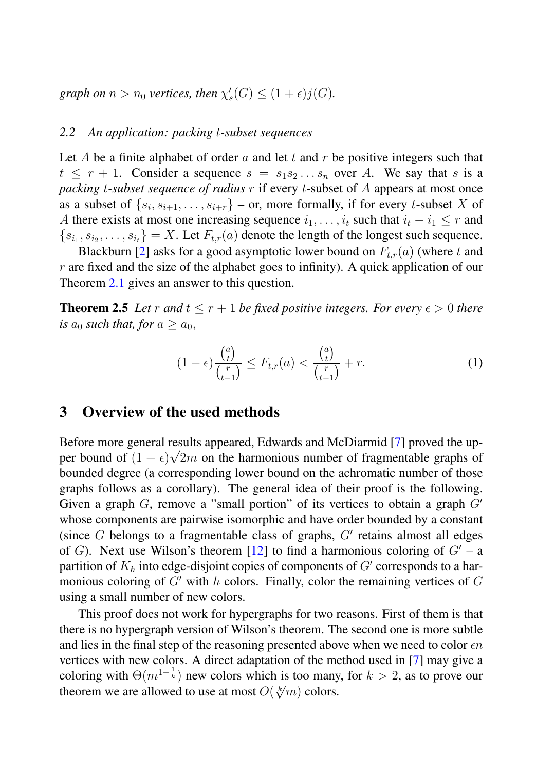*graph on $n > n_0$ vertices, then $\chi'_s(G) \leq (1+\epsilon)j(G)$.*

### 2.2 An application: packing $t$-subset sequences

Let $A$ be a finite alphabet of order $a$ and let $t$ and $r$ be positive integers such that $t \leq r+1$. Consider a sequence $s = s_1 s_2 \dots s_n$ over $A$. We say that $s$ is a *packing $t$-subset sequence of radius $r$* if every $t$-subset of $A$ appears at most once as a subset of $\{s_i, s_{i+1}, \dots, s_{i+r}\}$ – or, more formally, if for every $t$-subset $X$ of $A$ there exists at most one increasing sequence $i_1, \dots, i_t$ such that $i_t - i_1 \leq r$ and $\{s_{i_1}, s_{i_2}, \dots, s_{i_t}\} = X$. Let $F_{t,r}(a)$ denote the length of the longest such sequence.

Blackburn [2] asks for a good asymptotic lower bound on $F_{t,r}(a)$ (where $t$ and $r$ are fixed and the size of the alphabet goes to infinity). A quick application of our Theorem 2.1 gives an answer to this question.

**Theorem 2.5** *Let $r$ and $t \leq r+1$ be fixed positive integers. For every $\epsilon > 0$ there is $a_0$ such that, for $a \geq a_0$,*

$$(1-\epsilon)\frac{\binom{a}{t}}{\binom{r}{t-1}} \leq F_{t,r}(a) < \frac{\binom{a}{t}}{\binom{r}{t-1}} + r. \tag{1}$$

## 3 Overview of the used methods

Before more general results appeared, Edwards and McDiarmid [7] proved the upper bound of $(1+\epsilon)\sqrt{2m}$ on the harmonious number of fragmentable graphs of bounded degree (a corresponding lower bound on the achromatic number of those graphs follows as a corollary). The general idea of their proof is the following. Given a graph $G$, remove a "small portion" of its vertices to obtain a graph $G'$ whose components are pairwise isomorphic and have order bounded by a constant (since $G$ belongs to a fragmentable class of graphs, $G'$ retains almost all edges of $G$). Next use Wilson's theorem [12] to find a harmonious coloring of $G'$ – a partition of $K_h$ into edge-disjoint copies of components of $G'$ corresponds to a harmonious coloring of $G'$ with $h$ colors. Finally, color the remaining vertices of $G$ using a small number of new colors.

This proof does not work for hypergraphs for two reasons. First of them is that there is no hypergraph version of Wilson's theorem. The second one is more subtle and lies in the final step of the reasoning presented above when we need to color $\epsilon n$ vertices with new colors. A direct adaptation of the method used in [7] may give a coloring with $\Theta(m^{1-\frac{1}{k}})$ new colors which is too many, for $k > 2$, as to prove our theorem we are allowed to use at most $O(\sqrt[k]{m})$ colors.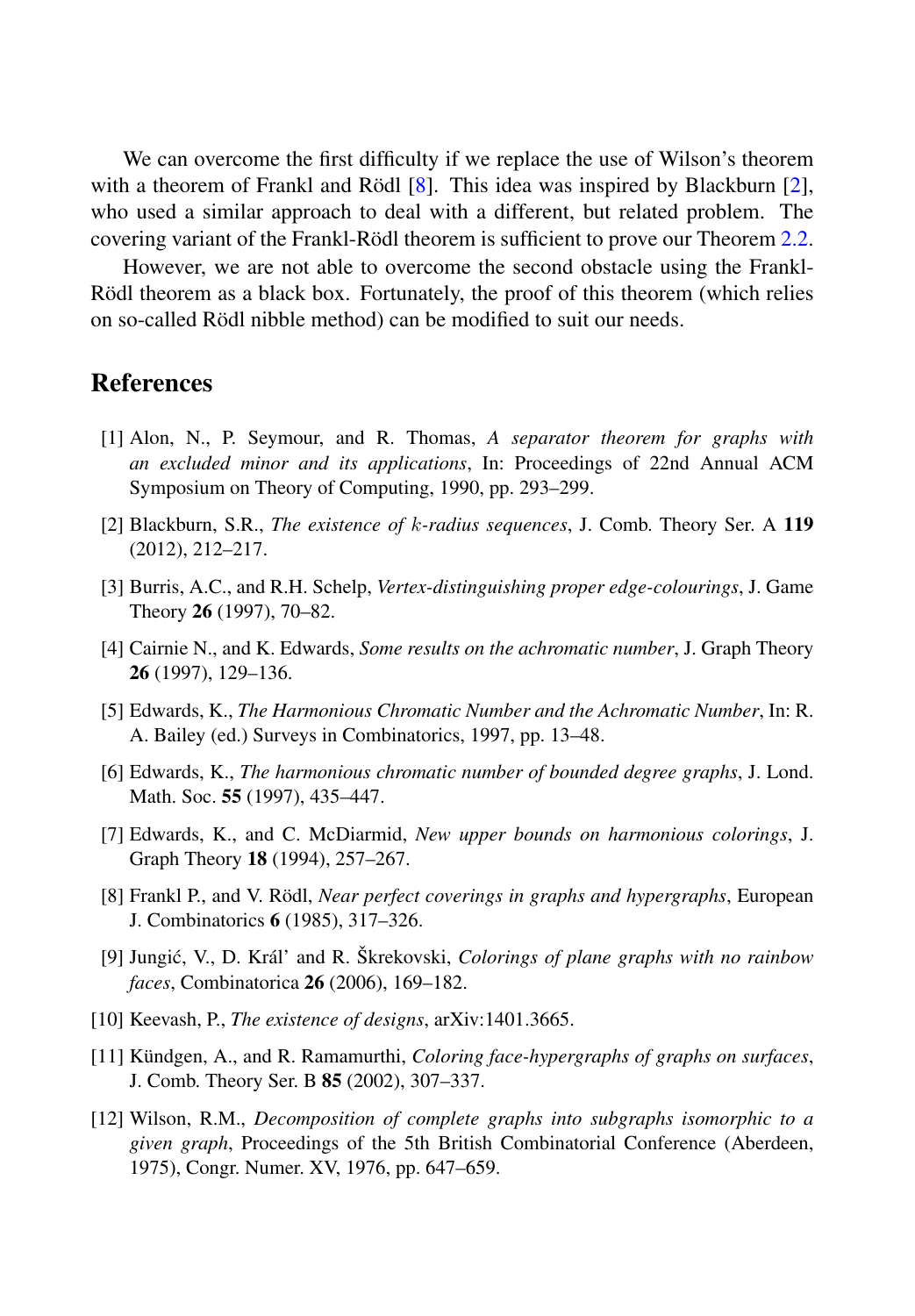We can overcome the first difficulty if we replace the use of Wilson's theorem with a theorem of Frankl and Rödl [8]. This idea was inspired by Blackburn [2], who used a similar approach to deal with a different, but related problem. The covering variant of the Frankl-Rödl theorem is sufficient to prove our Theorem 2.2.

However, we are not able to overcome the second obstacle using the Frankl-Rödl theorem as a black box. Fortunately, the proof of this theorem (which relies on so-called Rödl nibble method) can be modified to suit our needs.

## References

[1] Alon, N., P. Seymour, and R. Thomas, *A separator theorem for graphs with an excluded minor and its applications*, In: Proceedings of 22nd Annual ACM Symposium on Theory of Computing, 1990, pp. 293–299.

[2] Blackburn, S.R., *The existence of $k$-radius sequences*, J. Comb. Theory Ser. A **119** (2012), 212–217.

[3] Burris, A.C., and R.H. Schelp, *Vertex-distinguishing proper edge-colourings*, J. Game Theory **26** (1997), 70–82.

[4] Cairnie N., and K. Edwards, *Some results on the achromatic number*, J. Graph Theory **26** (1997), 129–136.

[5] Edwards, K., *The Harmonious Chromatic Number and the Achromatic Number*, In: R. A. Bailey (ed.) Surveys in Combinatorics, 1997, pp. 13–48.

[6] Edwards, K., *The harmonious chromatic number of bounded degree graphs*, J. Lond. Math. Soc. **55** (1997), 435–447.

[7] Edwards, K., and C. McDiarmid, *New upper bounds on harmonious colorings*, J. Graph Theory **18** (1994), 257–267.

[8] Frankl P., and V. Rödl, *Near perfect coverings in graphs and hypergraphs*, European J. Combinatorics **6** (1985), 317–326.

[9] Jungić, V., D. Král' and R. Škrekovski, *Colorings of plane graphs with no rainbow faces*, Combinatorica **26** (2006), 169–182.

[10] Keevash, P., *The existence of designs*, arXiv:1401.3665.

[11] Kündgen, A., and R. Ramamurthi, *Coloring face-hypergraphs of graphs on surfaces*, J. Comb. Theory Ser. B **85** (2002), 307–337.

[12] Wilson, R.M., *Decomposition of complete graphs into subgraphs isomorphic to a given graph*, Proceedings of the 5th British Combinatorial Conference (Aberdeen, 1975), Congr. Numer. XV, 1976, pp. 647–659.